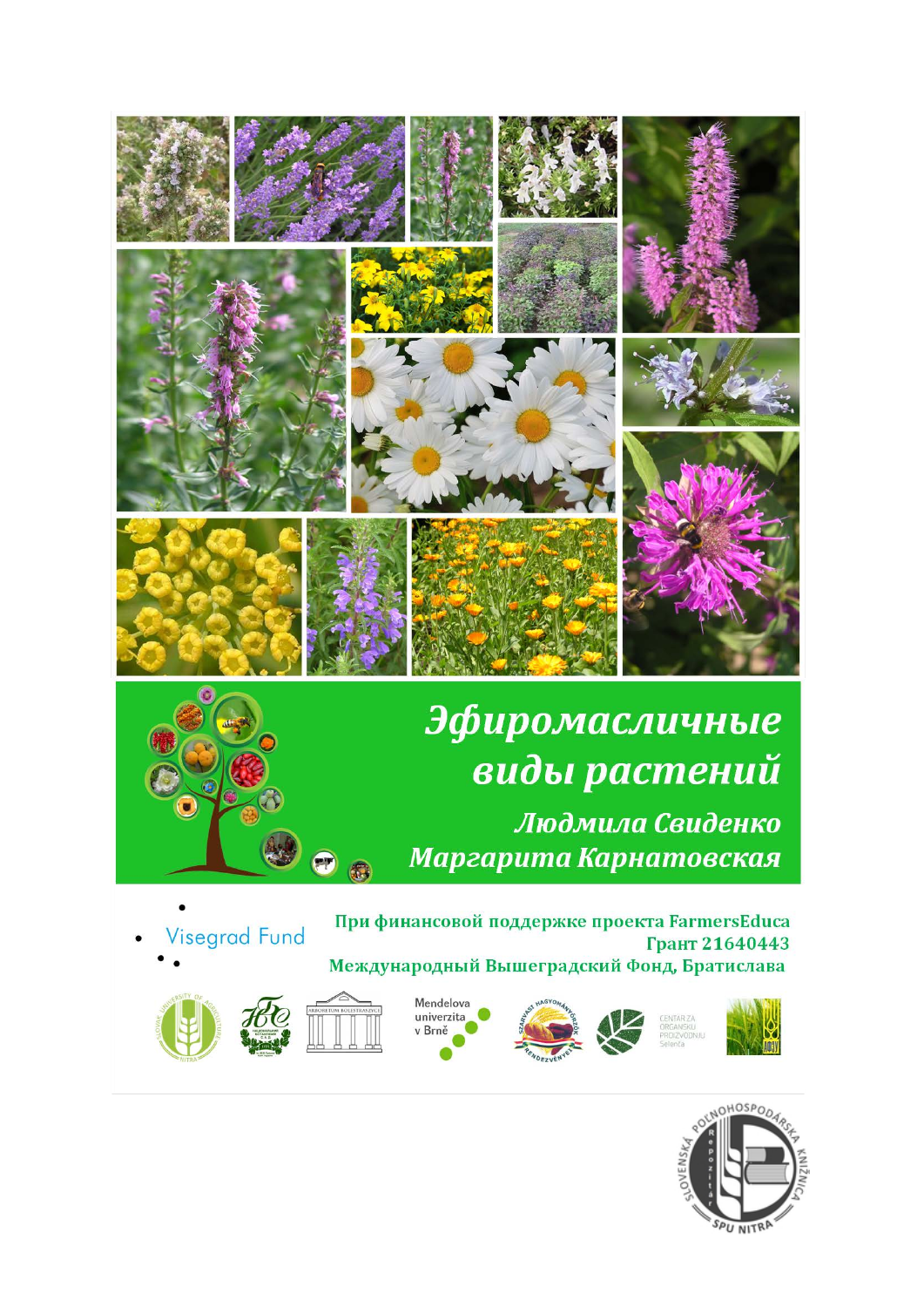# Эфиромасличные виды растений

***Людмила Свиденко***
***Маргарита Карнатовская***

Visegrad Fund

**При финансовой поддержке проекта FarmersEduca**
**Грант 21640443**
**Международный Вышеградский Фонд, Братислава**

Mendelova univerzita v Brně

CENTAR ZA ORGANSKU PROIZVODNJU Selenča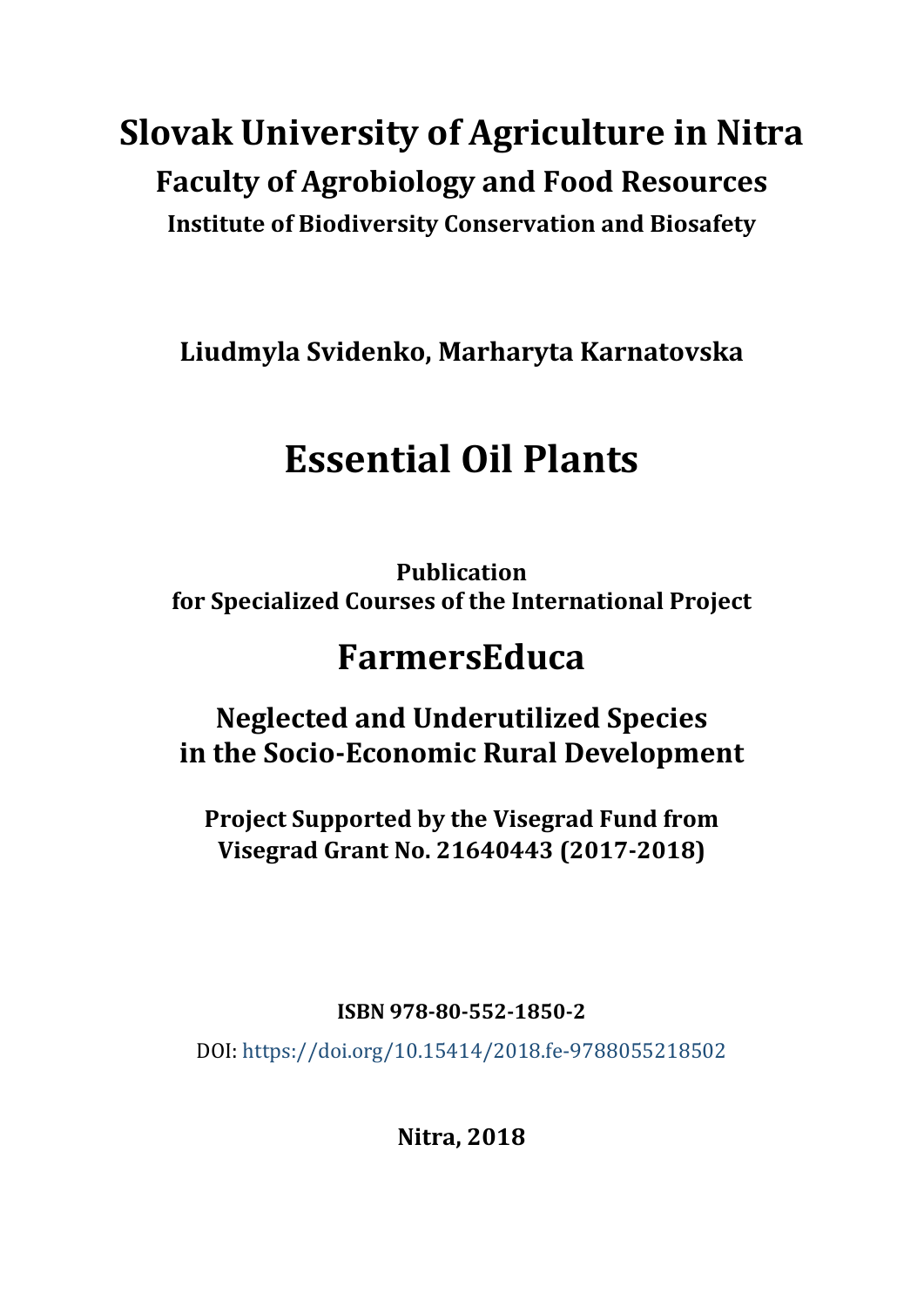# Slovak University of Agriculture in Nitra

## Faculty of Agrobiology and Food Resources

### Institute of Biodiversity Conservation and Biosafety

**Liudmyla Svidenko, Marharyta Karnatovska**

# Essential Oil Plants

**Publication**
**for Specialized Courses of the International Project**

## FarmersEduca

### Neglected and Underutilized Species in the Socio-Economic Rural Development

**Project Supported by the Visegrad Fund from Visegrad Grant No. 21640443 (2017-2018)**

**ISBN 978-80-552-1850-2**

DOI: https://doi.org/10.15414/2018.fe-9788055218502

**Nitra, 2018**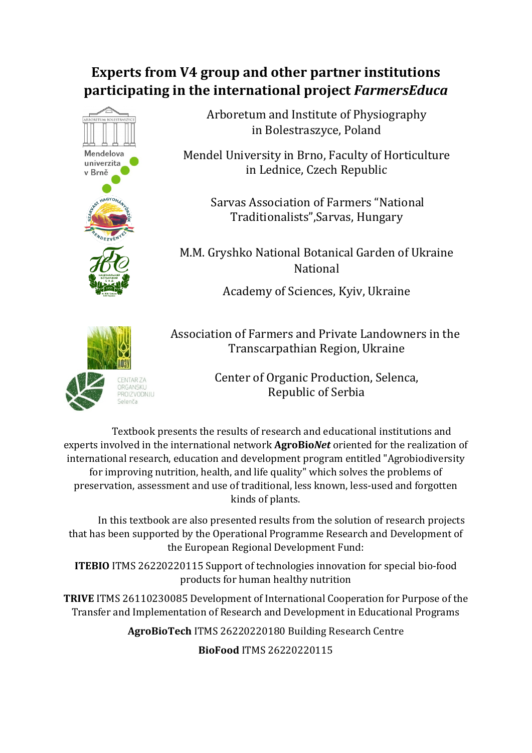# Experts from V4 group and other partner institutions participating in the international project *FarmersEduca*

Arboretum and Institute of Physiography in Bolestraszyce, Poland

Mendel University in Brno, Faculty of Horticulture in Lednice, Czech Republic

Sarvas Association of Farmers "National Traditionalists",Sarvas, Hungary

M.M. Gryshko National Botanical Garden of Ukraine National

Academy of Sciences, Kyiv, Ukraine

Association of Farmers and Private Landowners in the Transcarpathian Region, Ukraine

Center of Organic Production, Selenca, Republic of Serbia

Textbook presents the results of research and educational institutions and experts involved in the international network **AgroBio*Net*** oriented for the realization of international research, education and development program entitled "Agrobiodiversity for improving nutrition, health, and life quality" which solves the problems of preservation, assessment and use of traditional, less known, less-used and forgotten kinds of plants.

In this textbook are also presented results from the solution of research projects that has been supported by the Operational Programme Research and Development of the European Regional Development Fund:

**ITEBIO** ITMS 26220220115 Support of technologies innovation for special bio-food products for human healthy nutrition

**TRIVE** ITMS 26110230085 Development of International Cooperation for Purpose of the Transfer and Implementation of Research and Development in Educational Programs

**AgroBioTech** ITMS 26220220180 Building Research Centre

**BioFood** ITMS 26220220115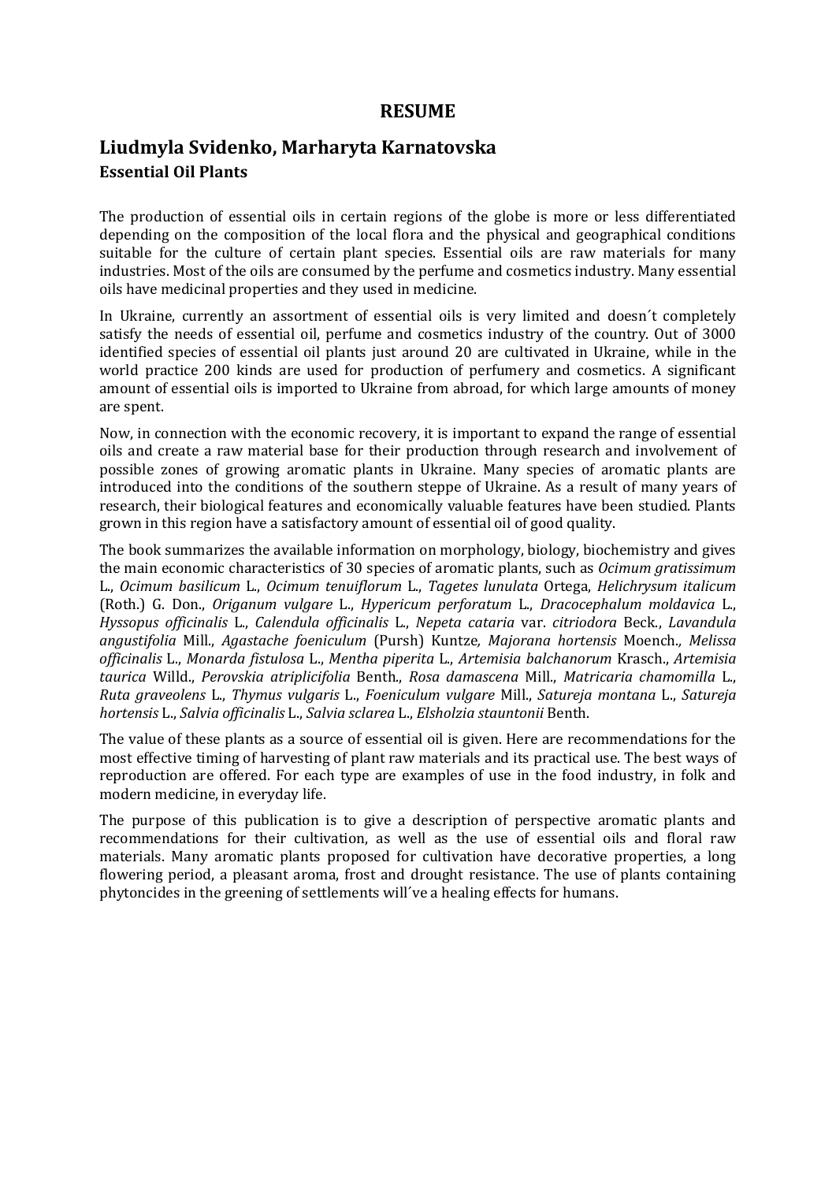# RESUME

## Liudmyla Svidenko, Marharyta Karnatovska

### Essential Oil Plants

The production of essential oils in certain regions of the globe is more or less differentiated depending on the composition of the local flora and the physical and geographical conditions suitable for the culture of certain plant species. Essential oils are raw materials for many industries. Most of the oils are consumed by the perfume and cosmetics industry. Many essential oils have medicinal properties and they used in medicine.

In Ukraine, currently an assortment of essential oils is very limited and doesn´t completely satisfy the needs of essential oil, perfume and cosmetics industry of the country. Out of 3000 identified species of essential oil plants just around 20 are cultivated in Ukraine, while in the world practice 200 kinds are used for production of perfumery and cosmetics. A significant amount of essential oils is imported to Ukraine from abroad, for which large amounts of money are spent.

Now, in connection with the economic recovery, it is important to expand the range of essential oils and create a raw material base for their production through research and involvement of possible zones of growing aromatic plants in Ukraine. Many species of aromatic plants are introduced into the conditions of the southern steppe of Ukraine. As a result of many years of research, their biological features and economically valuable features have been studied. Plants grown in this region have a satisfactory amount of essential oil of good quality.

The book summarizes the available information on morphology, biology, biochemistry and gives the main economic characteristics of 30 species of aromatic plants, such as *Ocimum gratissimum* L., *Ocimum basilicum* L., *Ocimum tenuiflorum* L., *Tagetes lunulata* Ortega, *Helichrysum italicum* (Roth.) G. Don., *Origanum vulgare* L., *Hypericum perforatum* L., *Dracocephalum moldavica* L., *Hyssopus officinalis* L., *Calendula officinalis* L., *Nepeta cataria* var. *citriodora* Beck., *Lavandula angustifolia* Mill., *Agastache foeniculum* (Pursh) Kuntze, *Majorana hortensis* Moench., *Melissa officinalis* L., *Monarda fistulosa* L., *Mentha piperita* L., *Artemisia balchanorum* Krasch., *Artemisia taurica* Willd., *Perovskia atriplicifolia* Benth., *Rosa damascena* Mill., *Matricaria chamomilla* L., *Ruta graveolens* L., *Thymus vulgaris* L., *Foeniculum vulgare* Mill., *Satureja montana* L., *Satureja hortensis* L., *Salvia officinalis* L., *Salvia sclarea* L., *Elsholzia stauntonii* Benth.

The value of these plants as a source of essential oil is given. Here are recommendations for the most effective timing of harvesting of plant raw materials and its practical use. The best ways of reproduction are offered. For each type are examples of use in the food industry, in folk and modern medicine, in everyday life.

The purpose of this publication is to give a description of perspective aromatic plants and recommendations for their cultivation, as well as the use of essential oils and floral raw materials. Many aromatic plants proposed for cultivation have decorative properties, a long flowering period, a pleasant aroma, frost and drought resistance. The use of plants containing phytoncides in the greening of settlements will´ve a healing effects for humans.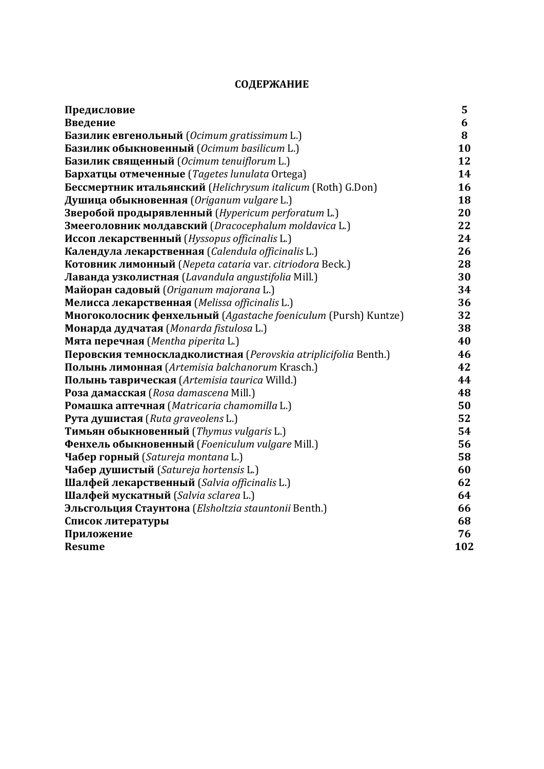**СОДЕРЖАНИЕ**

| | |
|---|---|
| **Предисловие** | **5** |
| **Введение** | **6** |
| **Базилик евгенольный** (*Ocimum gratissimum* L.) | **8** |
| **Базилик обыкновенный** (*Ocimum basilicum* L.) | **10** |
| **Базилик священный** (*Ocimum tenuiflorum* L.) | **12** |
| **Бархатцы отмеченные** (*Tagetes lunulata* Ortega) | **14** |
| **Бессмертник итальянский** (*Helichrysum italicum* (Roth) G.Don) | **16** |
| **Душица обыкновенная** (*Origanum vulgare* L.) | **18** |
| **Зверобой продырявленный** (*Hypericum perforatum* L.) | **20** |
| **Змееголовник молдавский** (*Dracocephalum moldavica* L.) | **22** |
| **Иссоп лекарственный** (*Hyssopus officinalis* L.) | **24** |
| **Календула лекарственная** (*Calendula officinalis* L.) | **26** |
| **Котовник лимонный** (*Nepeta cataria* var. *citriodora* Beck.) | **28** |
| **Лаванда узколистная** (*Lavandula angustifolia* Mill.) | **30** |
| **Майоран садовый** (*Origanum majorana* L.) | **34** |
| **Мелисса лекарственная** (*Melissa officinalis* L.) | **36** |
| **Многоколосник фенхельный** (*Agastache foeniculum* (Pursh) Kuntze) | **32** |
| **Монарда дудчатая** (*Monarda fistulosa* L.) | **38** |
| **Мята перечная** (*Mentha piperita* L.) | **40** |
| **Перовския темноскладколистная** (*Perovskia atriplicifolia* Benth.) | **46** |
| **Полынь лимонная** (*Artemisia balchanorum* Krasch.) | **42** |
| **Полынь таврическая** (*Artemisia taurica* Willd.) | **44** |
| **Роза дамасская** (*Rosa damascena* Mill.) | **48** |
| **Ромашка аптечная** (*Matricaria chamomilla* L.) | **50** |
| **Рута душистая** (*Ruta graveolens* L.) | **52** |
| **Тимьян обыкновенный** (*Thymus vulgaris* L.) | **54** |
| **Фенхель обыкновенный** (*Foeniculum vulgare* Mill.) | **56** |
| **Чабер горный** (*Satureja montana* L.) | **58** |
| **Чабер душистый** (*Satureja hortensis* L.) | **60** |
| **Шалфей лекарственный** (*Salvia officinalis* L.) | **62** |
| **Шалфей мускатный** (*Salvia sclarea* L.) | **64** |
| **Эльсгольция Стаунтона** (*Elsholtzia stauntonii* Benth.) | **66** |
| **Список литературы** | **68** |
| **Приложение** | **76** |
| **Resume** | **102** |